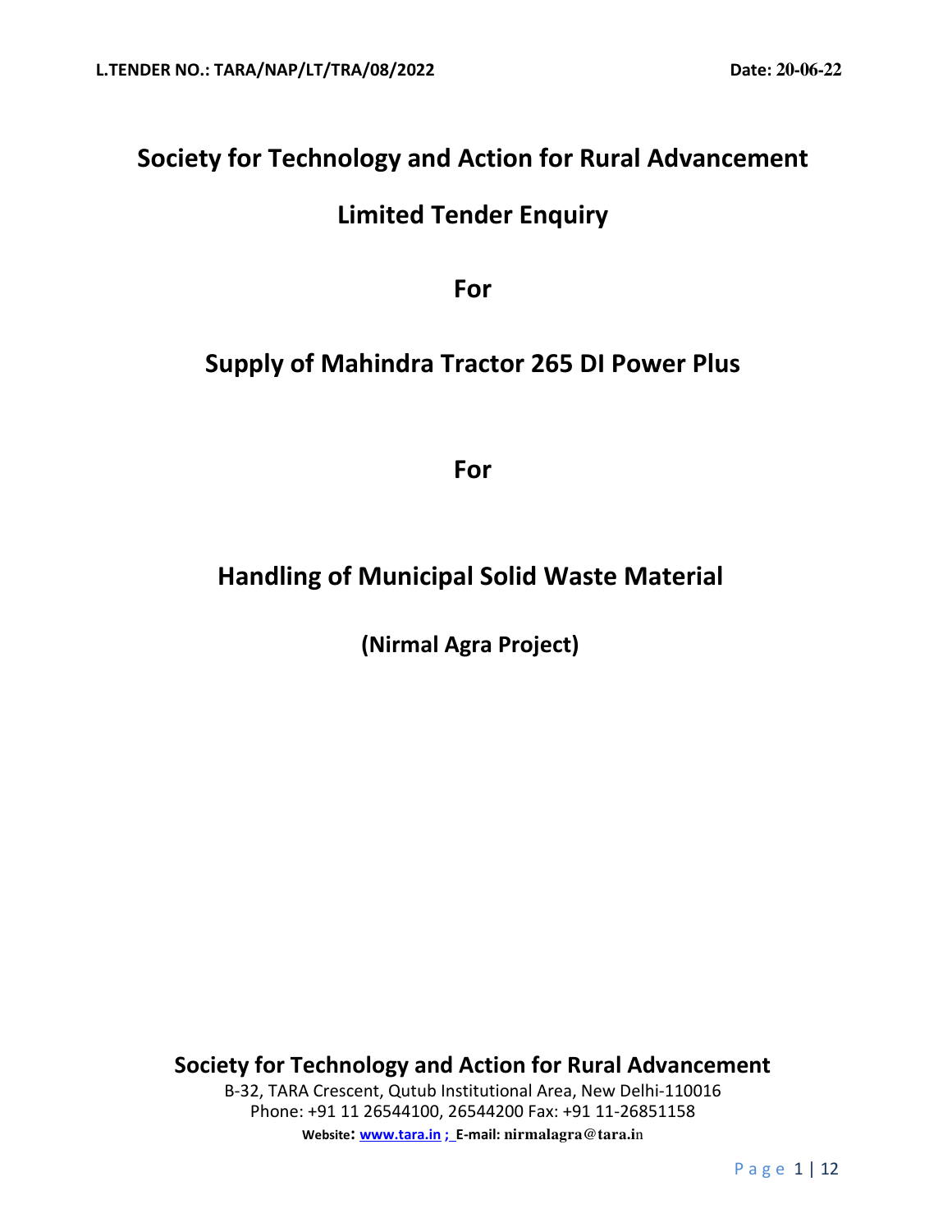**L.TENDER NO.: TARA/NAP/LT/TRA/08/2022** **Date: 20-06-22**

# Society for Technology and Action for Rural Advancement

## Limited Tender Enquiry

## For

## Supply of Mahindra Tractor 265 DI Power Plus

## For

## Handling of Municipal Solid Waste Material

### (Nirmal Agra Project)

**Society for Technology and Action for Rural Advancement**

B-32, TARA Crescent, Qutub Institutional Area, New Delhi-110016
Phone: +91 11 26544100, 26544200 Fax: +91 11-26851158
**Website: www.tara.in ; E-mail: nirmalagra@tara.in**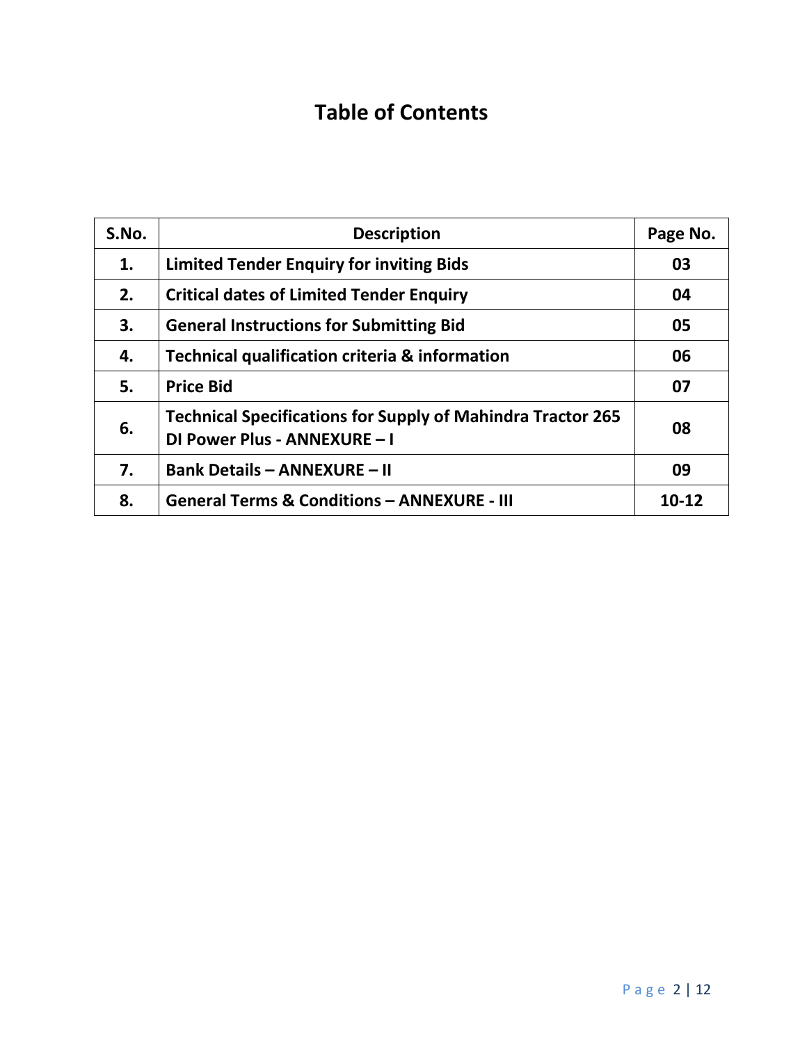# Table of Contents

| S.No. | Description | Page No. |
|---|---|---|
| 1. | Limited Tender Enquiry for inviting Bids | 03 |
| 2. | Critical dates of Limited Tender Enquiry | 04 |
| 3. | General Instructions for Submitting Bid | 05 |
| 4. | Technical qualification criteria & information | 06 |
| 5. | Price Bid | 07 |
| 6. | Technical Specifications for Supply of Mahindra Tractor 265 DI Power Plus - ANNEXURE – I | 08 |
| 7. | Bank Details – ANNEXURE – II | 09 |
| 8. | General Terms & Conditions – ANNEXURE - III | 10-12 |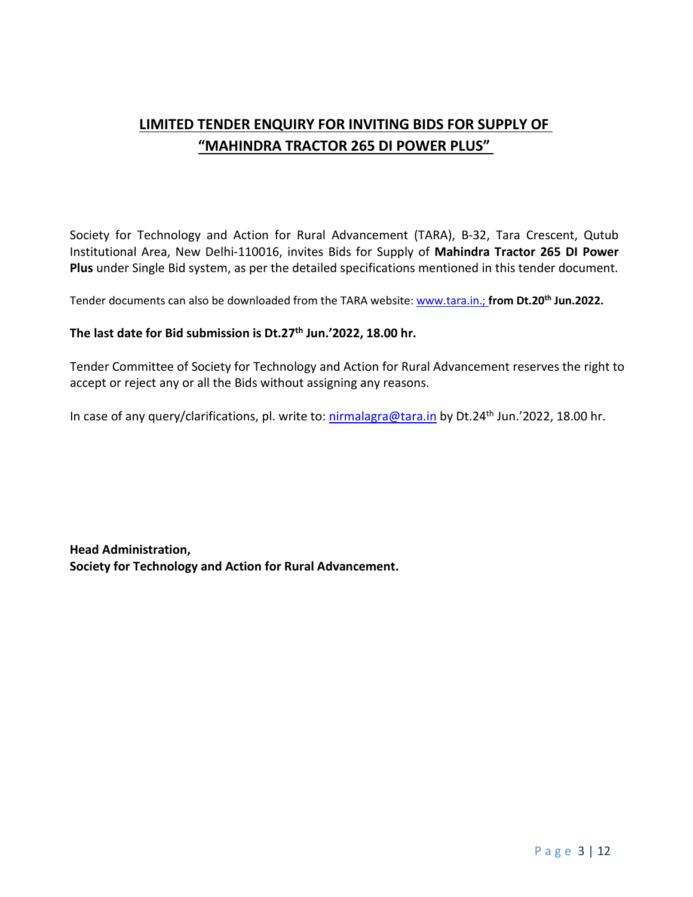# LIMITED TENDER ENQUIRY FOR INVITING BIDS FOR SUPPLY OF "MAHINDRA TRACTOR 265 DI POWER PLUS"

Society for Technology and Action for Rural Advancement (TARA), B-32, Tara Crescent, Qutub Institutional Area, New Delhi-110016, invites Bids for Supply of **Mahindra Tractor 265 DI Power Plus** under Single Bid system, as per the detailed specifications mentioned in this tender document.

Tender documents can also be downloaded from the TARA website: www.tara.in.; **from Dt.20th Jun.2022.**

**The last date for Bid submission is Dt.27th Jun.'2022, 18.00 hr.**

Tender Committee of Society for Technology and Action for Rural Advancement reserves the right to accept or reject any or all the Bids without assigning any reasons.

In case of any query/clarifications, pl. write to: nirmalagra@tara.in by Dt.24th Jun.'2022, 18.00 hr.

**Head Administration,**
**Society for Technology and Action for Rural Advancement.**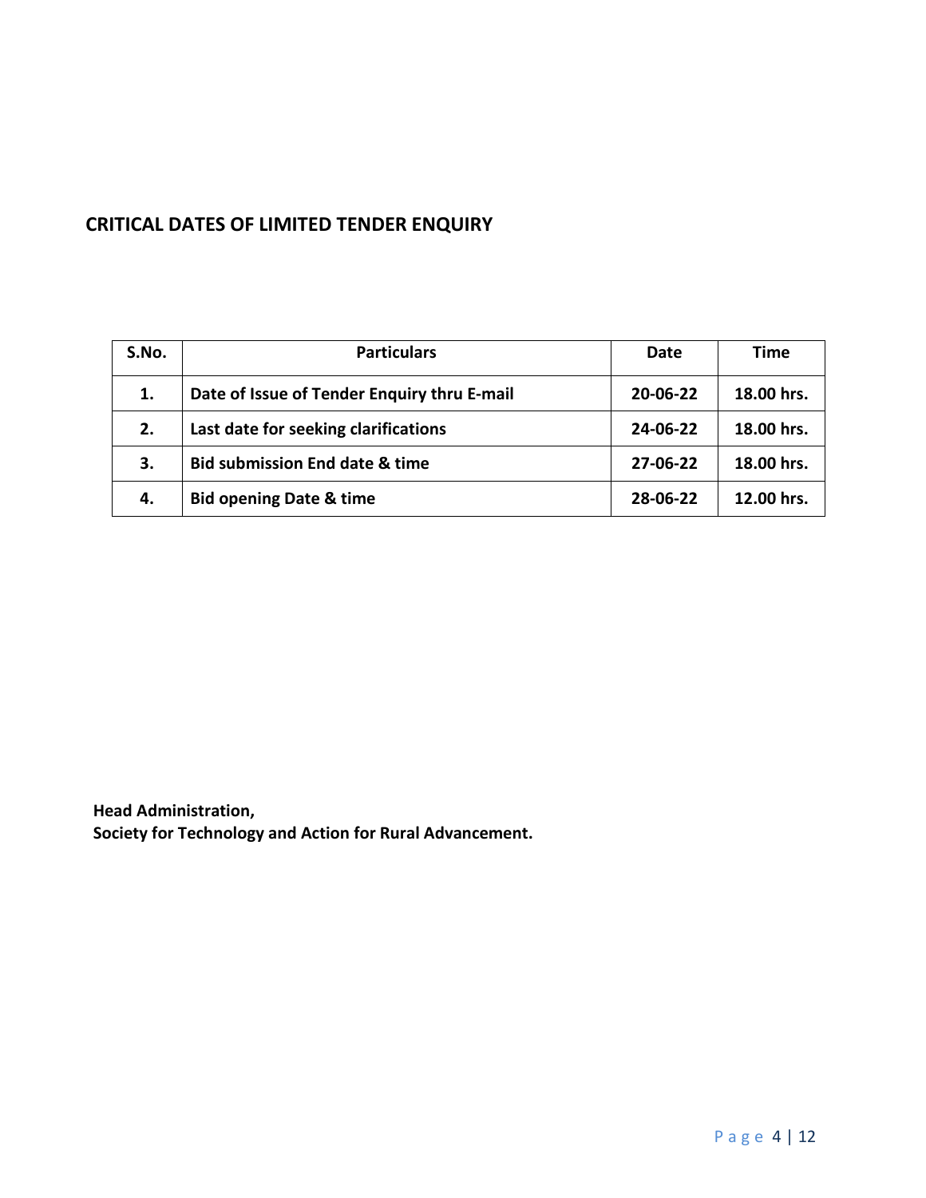## CRITICAL DATES OF LIMITED TENDER ENQUIRY

| S.No. | Particulars | Date | Time |
|---|---|---|---|
| **1.** | **Date of Issue of Tender Enquiry thru E-mail** | **20-06-22** | **18.00 hrs.** |
| **2.** | **Last date for seeking clarifications** | **24-06-22** | **18.00 hrs.** |
| **3.** | **Bid submission End date & time** | **27-06-22** | **18.00 hrs.** |
| **4.** | **Bid opening Date & time** | **28-06-22** | **12.00 hrs.** |

**Head Administration,**
**Society for Technology and Action for Rural Advancement.**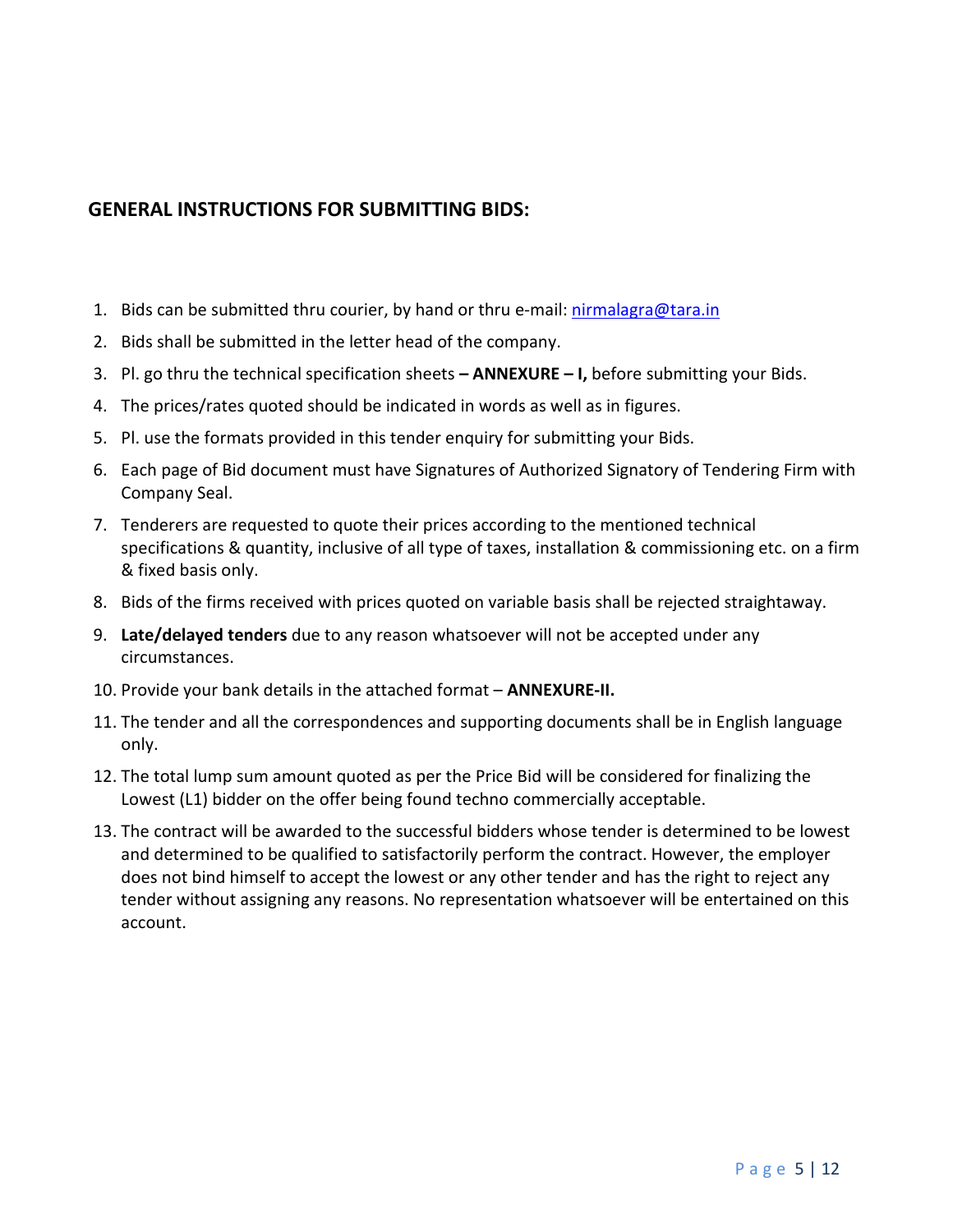## GENERAL INSTRUCTIONS FOR SUBMITTING BIDS:

1. Bids can be submitted thru courier, by hand or thru e-mail: [nirmalagra@tara.in](mailto:nirmalagra@tara.in)
2. Bids shall be submitted in the letter head of the company.
3. Pl. go thru the technical specification sheets **– ANNEXURE – I,** before submitting your Bids.
4. The prices/rates quoted should be indicated in words as well as in figures.
5. Pl. use the formats provided in this tender enquiry for submitting your Bids.
6. Each page of Bid document must have Signatures of Authorized Signatory of Tendering Firm with Company Seal.
7. Tenderers are requested to quote their prices according to the mentioned technical specifications & quantity, inclusive of all type of taxes, installation & commissioning etc. on a firm & fixed basis only.
8. Bids of the firms received with prices quoted on variable basis shall be rejected straightaway.
9. **Late/delayed tenders** due to any reason whatsoever will not be accepted under any circumstances.
10. Provide your bank details in the attached format – **ANNEXURE-II.**
11. The tender and all the correspondences and supporting documents shall be in English language only.
12. The total lump sum amount quoted as per the Price Bid will be considered for finalizing the Lowest (L1) bidder on the offer being found techno commercially acceptable.
13. The contract will be awarded to the successful bidders whose tender is determined to be lowest and determined to be qualified to satisfactorily perform the contract. However, the employer does not bind himself to accept the lowest or any other tender and has the right to reject any tender without assigning any reasons. No representation whatsoever will be entertained on this account.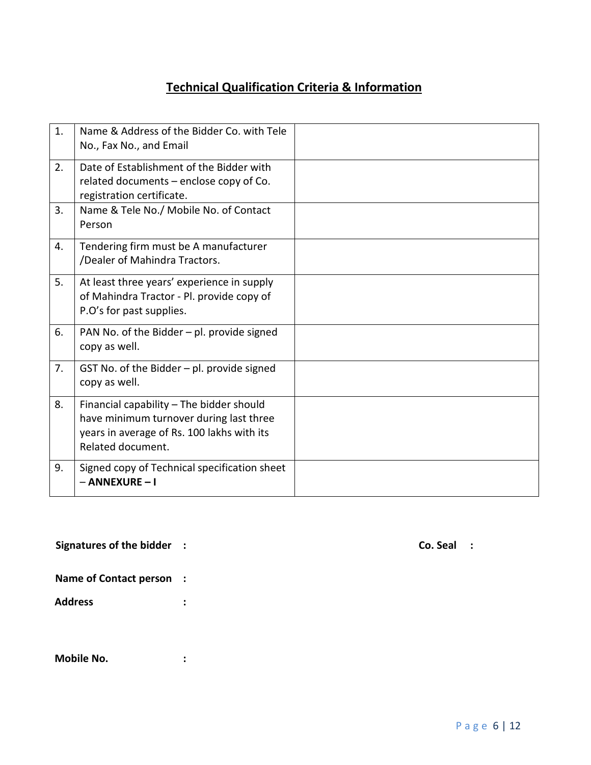## Technical Qualification Criteria & Information

| | | |
|---|---|---|
| 1. | Name & Address of the Bidder Co. with Tele No., Fax No., and Email | |
| 2. | Date of Establishment of the Bidder with related documents – enclose copy of Co. registration certificate. | |
| 3. | Name & Tele No./ Mobile No. of Contact Person | |
| 4. | Tendering firm must be A manufacturer /Dealer of Mahindra Tractors. | |
| 5. | At least three years' experience in supply of Mahindra Tractor - Pl. provide copy of P.O's for past supplies. | |
| 6. | PAN No. of the Bidder – pl. provide signed copy as well. | |
| 7. | GST No. of the Bidder – pl. provide signed copy as well. | |
| 8. | Financial capability – The bidder should have minimum turnover during last three years in average of Rs. 100 lakhs with its Related document. | |
| 9. | Signed copy of Technical specification sheet – **ANNEXURE – I** | |

**Signatures of the bidder :** **Co. Seal :**

**Name of Contact person :**

**Address :**

**Mobile No. :**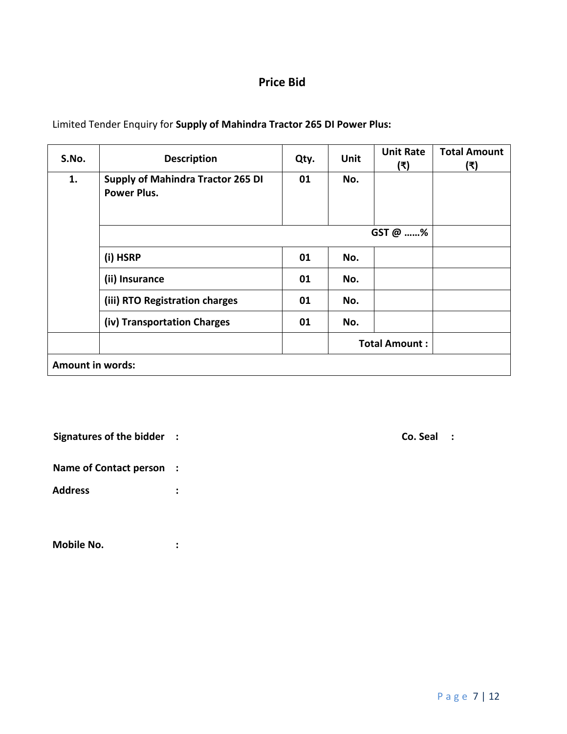## Price Bid

Limited Tender Enquiry for **Supply of Mahindra Tractor 265 DI Power Plus:**

| S.No. | Description | Qty. | Unit | Unit Rate (₹) | Total Amount (₹) |
|---|---|---|---|---|---|
| 1. | **Supply of Mahindra Tractor 265 DI Power Plus.** | 01 | No. | | |
| | | | | **GST @ ……%** | |
| | **(i) HSRP** | 01 | No. | | |
| | **(ii) Insurance** | 01 | No. | | |
| | **(iii) RTO Registration charges** | 01 | No. | | |
| | **(iv) Transportation Charges** | 01 | No. | | |
| | | | **Total Amount :** | | |
| **Amount in words:** | | | | | |

**Signatures of the bidder :**

**Co. Seal :**

**Name of Contact person :**

**Address :**

**Mobile No. :**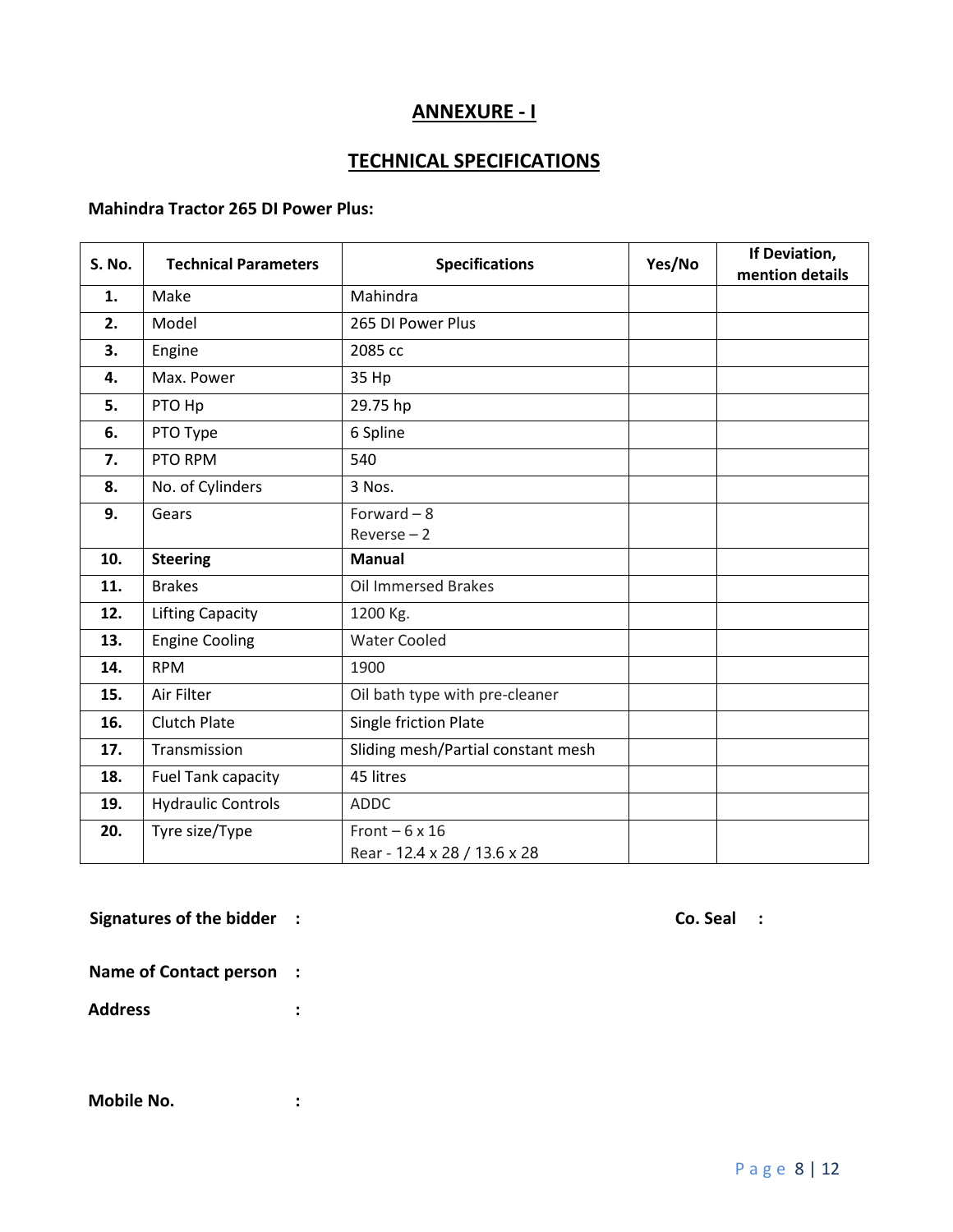# ANNEXURE - I

## TECHNICAL SPECIFICATIONS

**Mahindra Tractor 265 DI Power Plus:**

| S. No. | Technical Parameters | Specifications | Yes/No | If Deviation, mention details |
|---|---|---|---|---|
| **1.** | Make | Mahindra | | |
| **2.** | Model | 265 DI Power Plus | | |
| **3.** | Engine | 2085 cc | | |
| **4.** | Max. Power | 35 Hp | | |
| **5.** | PTO Hp | 29.75 hp | | |
| **6.** | PTO Type | 6 Spline | | |
| **7.** | PTO RPM | 540 | | |
| **8.** | No. of Cylinders | 3 Nos. | | |
| **9.** | Gears | Forward – 8<br>Reverse – 2 | | |
| **10.** | **Steering** | **Manual** | | |
| **11.** | Brakes | Oil Immersed Brakes | | |
| **12.** | Lifting Capacity | 1200 Kg. | | |
| **13.** | Engine Cooling | Water Cooled | | |
| **14.** | RPM | 1900 | | |
| **15.** | Air Filter | Oil bath type with pre-cleaner | | |
| **16.** | Clutch Plate | Single friction Plate | | |
| **17.** | Transmission | Sliding mesh/Partial constant mesh | | |
| **18.** | Fuel Tank capacity | 45 litres | | |
| **19.** | Hydraulic Controls | ADDC | | |
| **20.** | Tyre size/Type | Front – 6 x 16<br>Rear - 12.4 x 28 / 13.6 x 28 | | |

**Signatures of the bidder :** **Co. Seal :**

**Name of Contact person :**

**Address :**

**Mobile No. :**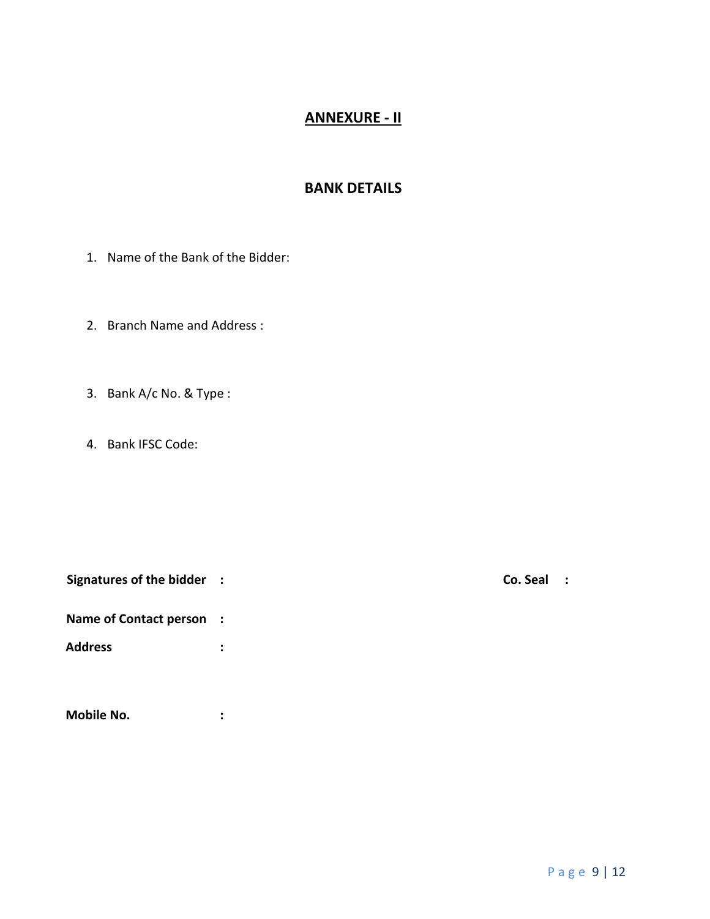# ANNEXURE - II

## BANK DETAILS

1. Name of the Bank of the Bidder:

2. Branch Name and Address :

3. Bank A/c No. & Type :

4. Bank IFSC Code:

**Signatures of the bidder :** **Co. Seal :**

**Name of Contact person :**

**Address :**

**Mobile No. :**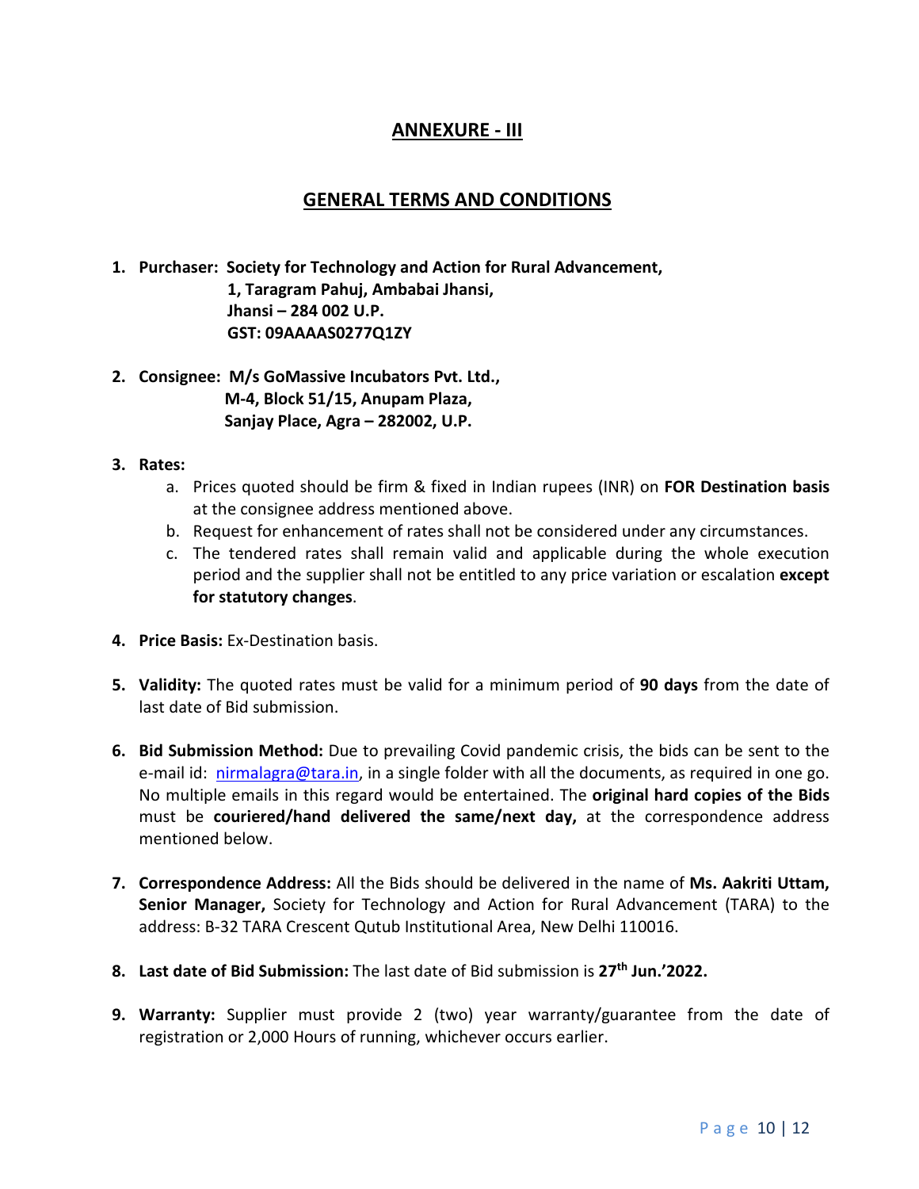## ANNEXURE - III

## GENERAL TERMS AND CONDITIONS

1. **Purchaser: Society for Technology and Action for Rural Advancement,**
   **1, Taragram Pahuj, Ambabai Jhansi,**
   **Jhansi – 284 002 U.P.**
   **GST: 09AAAAS0277Q1ZY**

2. **Consignee: M/s GoMassive Incubators Pvt. Ltd.,**
   **M-4, Block 51/15, Anupam Plaza,**
   **Sanjay Place, Agra – 282002, U.P.**

3. **Rates:**
   a. Prices quoted should be firm & fixed in Indian rupees (INR) on **FOR Destination basis** at the consignee address mentioned above.
   b. Request for enhancement of rates shall not be considered under any circumstances.
   c. The tendered rates shall remain valid and applicable during the whole execution period and the supplier shall not be entitled to any price variation or escalation **except for statutory changes**.

4. **Price Basis:** Ex-Destination basis.

5. **Validity:** The quoted rates must be valid for a minimum period of **90 days** from the date of last date of Bid submission.

6. **Bid Submission Method:** Due to prevailing Covid pandemic crisis, the bids can be sent to the e-mail id: nirmalagra@tara.in, in a single folder with all the documents, as required in one go. No multiple emails in this regard would be entertained. The **original hard copies of the Bids** must be **couriered/hand delivered the same/next day,** at the correspondence address mentioned below.

7. **Correspondence Address:** All the Bids should be delivered in the name of **Ms. Aakriti Uttam, Senior Manager,** Society for Technology and Action for Rural Advancement (TARA) to the address: B-32 TARA Crescent Qutub Institutional Area, New Delhi 110016.

8. **Last date of Bid Submission:** The last date of Bid submission is **27th Jun.'2022.**

9. **Warranty:** Supplier must provide 2 (two) year warranty/guarantee from the date of registration or 2,000 Hours of running, whichever occurs earlier.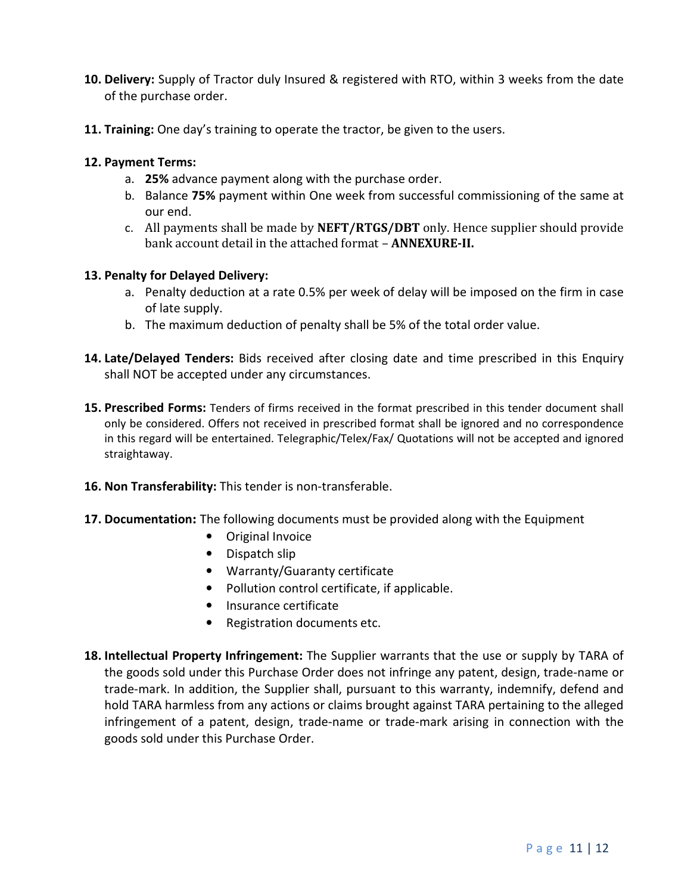10. **Delivery:** Supply of Tractor duly Insured & registered with RTO, within 3 weeks from the date of the purchase order.

11. **Training:** One day's training to operate the tractor, be given to the users.

12. **Payment Terms:**
    a. **25%** advance payment along with the purchase order.
    b. Balance **75%** payment within One week from successful commissioning of the same at our end.
    c. All payments shall be made by **NEFT/RTGS/DBT** only. Hence supplier should provide bank account detail in the attached format – **ANNEXURE-II.**

13. **Penalty for Delayed Delivery:**
    a. Penalty deduction at a rate 0.5% per week of delay will be imposed on the firm in case of late supply.
    b. The maximum deduction of penalty shall be 5% of the total order value.

14. **Late/Delayed Tenders:** Bids received after closing date and time prescribed in this Enquiry shall NOT be accepted under any circumstances.

15. **Prescribed Forms:** Tenders of firms received in the format prescribed in this tender document shall only be considered. Offers not received in prescribed format shall be ignored and no correspondence in this regard will be entertained. Telegraphic/Telex/Fax/ Quotations will not be accepted and ignored straightaway.

16. **Non Transferability:** This tender is non-transferable.

17. **Documentation:** The following documents must be provided along with the Equipment
    - Original Invoice
    - Dispatch slip
    - Warranty/Guaranty certificate
    - Pollution control certificate, if applicable.
    - Insurance certificate
    - Registration documents etc.

18. **Intellectual Property Infringement:** The Supplier warrants that the use or supply by TARA of the goods sold under this Purchase Order does not infringe any patent, design, trade-name or trade-mark. In addition, the Supplier shall, pursuant to this warranty, indemnify, defend and hold TARA harmless from any actions or claims brought against TARA pertaining to the alleged infringement of a patent, design, trade-name or trade-mark arising in connection with the goods sold under this Purchase Order.